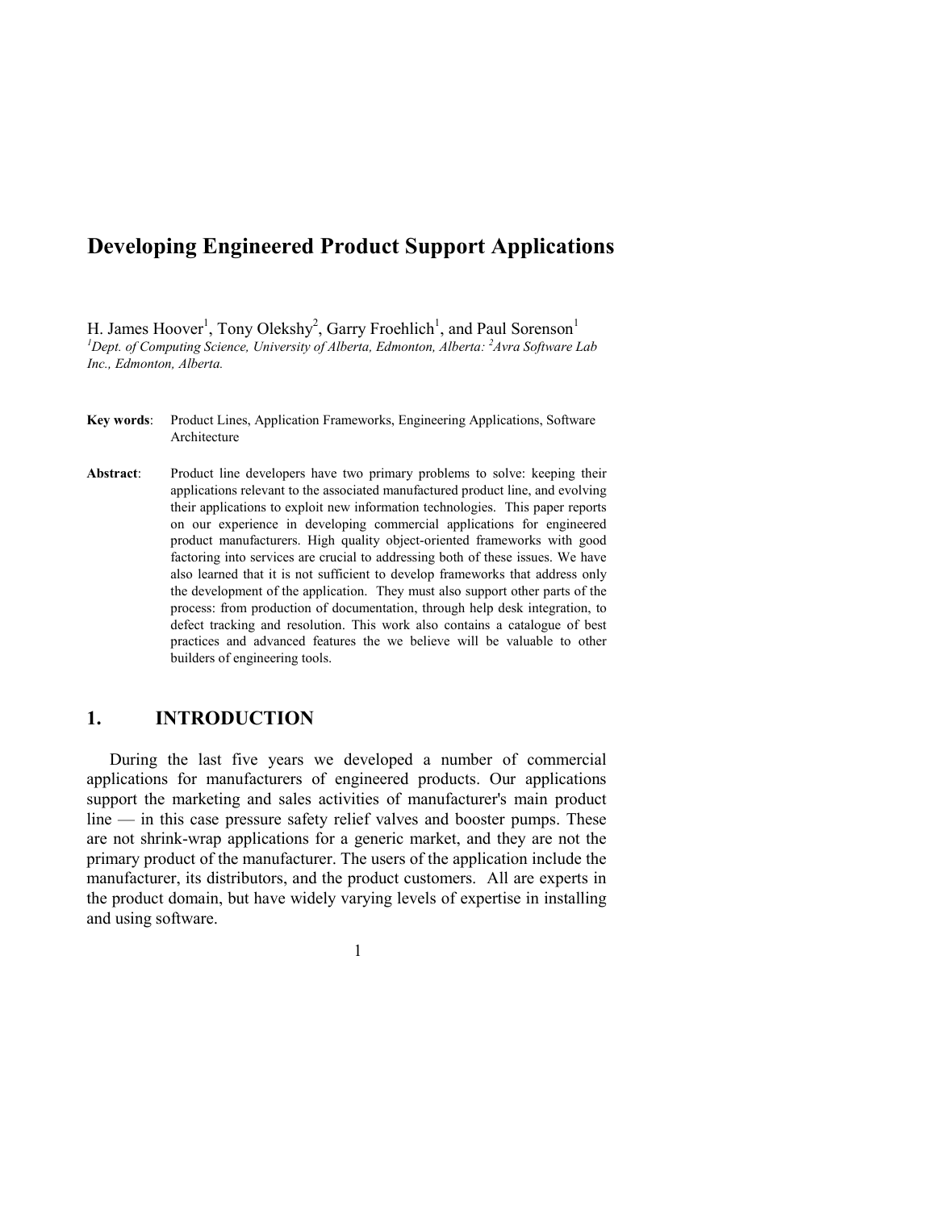# Developing Engineered Product Support Applications

H. James Hoover[1], Tony Olekshy[2], Garry Froehlich[1], and Paul Sorenson[1]

*[1]Dept. of Computing Science, University of Alberta, Edmonton, Alberta: [2]Avra Software Lab Inc., Edmonton, Alberta.*

**Key words**: Product Lines, Application Frameworks, Engineering Applications, Software Architecture

**Abstract**: Product line developers have two primary problems to solve: keeping their applications relevant to the associated manufactured product line, and evolving their applications to exploit new information technologies. This paper reports on our experience in developing commercial applications for engineered product manufacturers. High quality object-oriented frameworks with good factoring into services are crucial to addressing both of these issues. We have also learned that it is not sufficient to develop frameworks that address only the development of the application. They must also support other parts of the process: from production of documentation, through help desk integration, to defect tracking and resolution. This work also contains a catalogue of best practices and advanced features the we believe will be valuable to other builders of engineering tools.

## 1. INTRODUCTION

During the last five years we developed a number of commercial applications for manufacturers of engineered products. Our applications support the marketing and sales activities of manufacturer's main product line — in this case pressure safety relief valves and booster pumps. These are not shrink-wrap applications for a generic market, and they are not the primary product of the manufacturer. The users of the application include the manufacturer, its distributors, and the product customers. All are experts in the product domain, but have widely varying levels of expertise in installing and using software.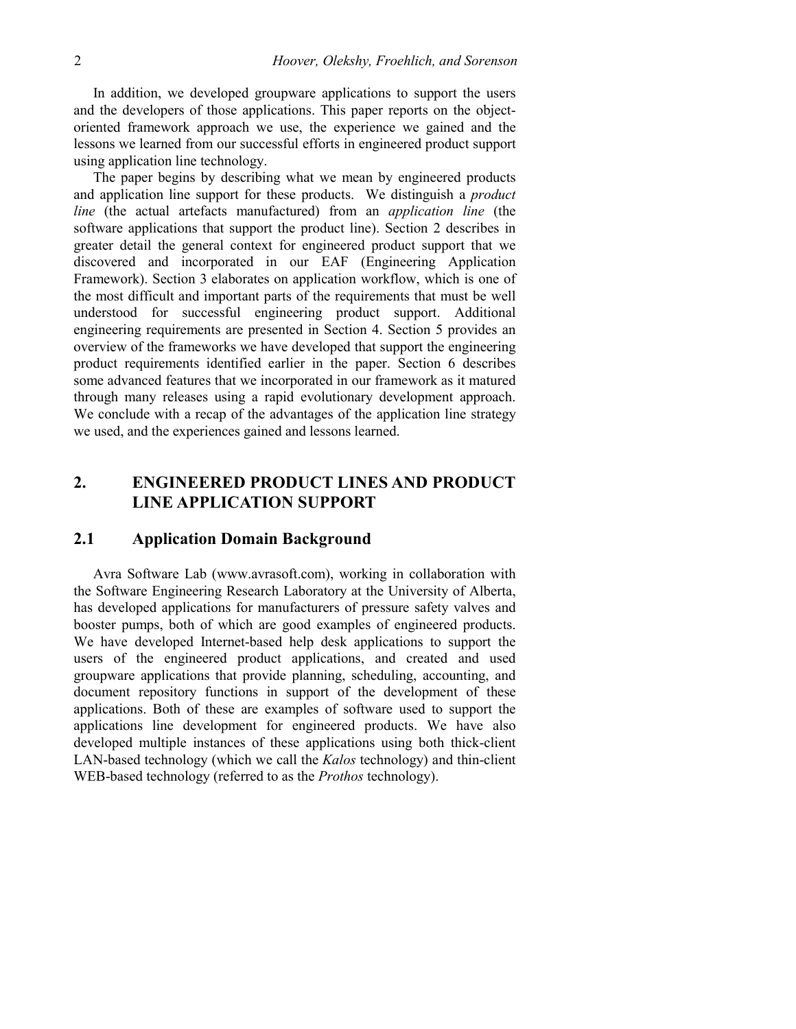In addition, we developed groupware applications to support the users and the developers of those applications. This paper reports on the object-oriented framework approach we use, the experience we gained and the lessons we learned from our successful efforts in engineered product support using application line technology.

The paper begins by describing what we mean by engineered products and application line support for these products. We distinguish a *product line* (the actual artefacts manufactured) from an *application line* (the software applications that support the product line). Section 2 describes in greater detail the general context for engineered product support that we discovered and incorporated in our EAF (Engineering Application Framework). Section 3 elaborates on application workflow, which is one of the most difficult and important parts of the requirements that must be well understood for successful engineering product support. Additional engineering requirements are presented in Section 4. Section 5 provides an overview of the frameworks we have developed that support the engineering product requirements identified earlier in the paper. Section 6 describes some advanced features that we incorporated in our framework as it matured through many releases using a rapid evolutionary development approach. We conclude with a recap of the advantages of the application line strategy we used, and the experiences gained and lessons learned.

## 2. ENGINEERED PRODUCT LINES AND PRODUCT LINE APPLICATION SUPPORT

### 2.1 Application Domain Background

Avra Software Lab (www.avrasoft.com), working in collaboration with the Software Engineering Research Laboratory at the University of Alberta, has developed applications for manufacturers of pressure safety valves and booster pumps, both of which are good examples of engineered products. We have developed Internet-based help desk applications to support the users of the engineered product applications, and created and used groupware applications that provide planning, scheduling, accounting, and document repository functions in support of the development of these applications. Both of these are examples of software used to support the applications line development for engineered products. We have also developed multiple instances of these applications using both thick-client LAN-based technology (which we call the *Kalos* technology) and thin-client WEB-based technology (referred to as the *Prothos* technology).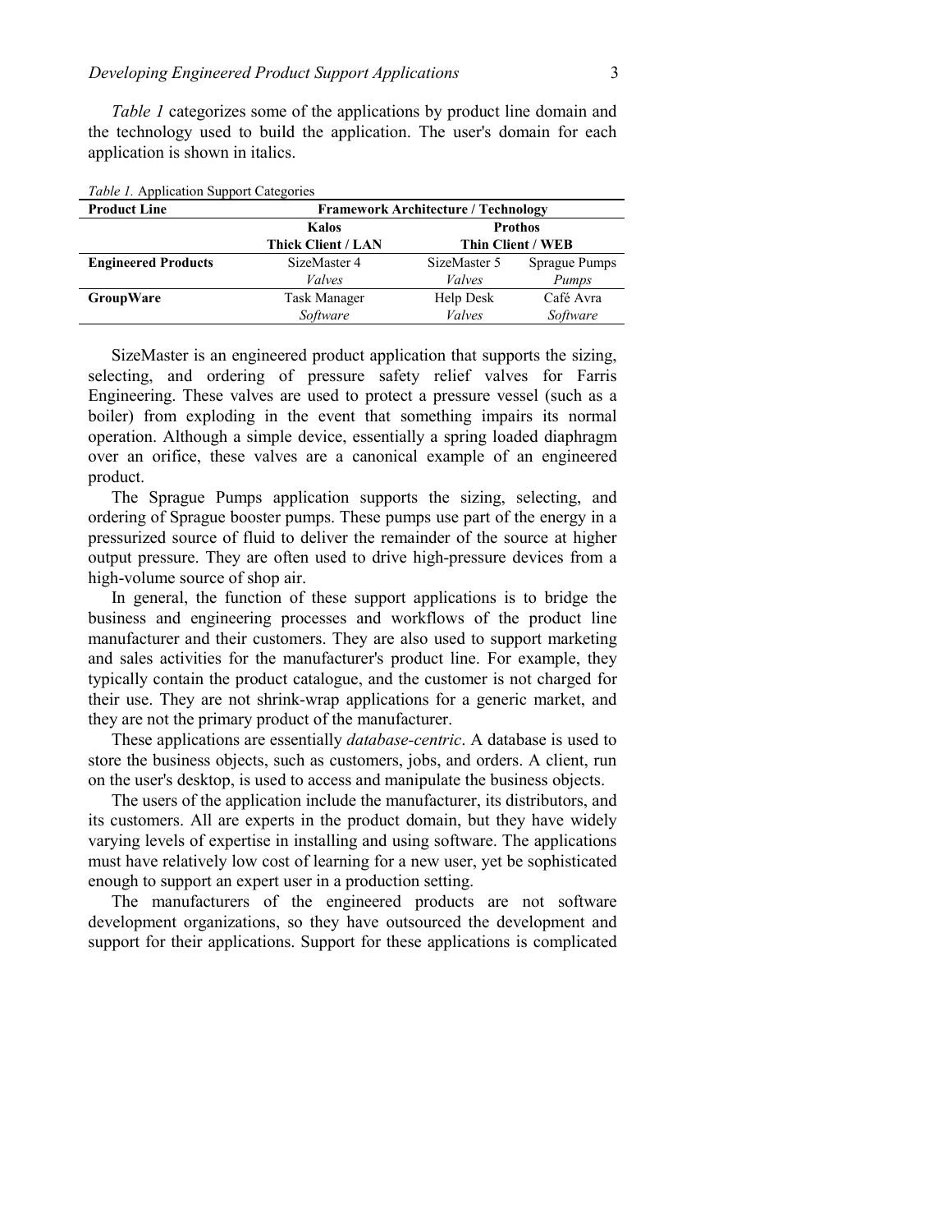*Table 1* categorizes some of the applications by product line domain and the technology used to build the application. The user's domain for each application is shown in italics.

*Table 1.* Application Support Categories

| **Product Line** | **Framework Architecture / Technology** | | |
|---|---|---|---|
| | **Kalos** | **Prothos** | |
| | **Thick Client / LAN** | **Thin Client / WEB** | |
| **Engineered Products** | SizeMaster 4 | SizeMaster 5 | Sprague Pumps |
| | *Valves* | *Valves* | *Pumps* |
| **GroupWare** | Task Manager | Help Desk | Café Avra |
| | *Software* | *Valves* | *Software* |

SizeMaster is an engineered product application that supports the sizing, selecting, and ordering of pressure safety relief valves for Farris Engineering. These valves are used to protect a pressure vessel (such as a boiler) from exploding in the event that something impairs its normal operation. Although a simple device, essentially a spring loaded diaphragm over an orifice, these valves are a canonical example of an engineered product.

The Sprague Pumps application supports the sizing, selecting, and ordering of Sprague booster pumps. These pumps use part of the energy in a pressurized source of fluid to deliver the remainder of the source at higher output pressure. They are often used to drive high-pressure devices from a high-volume source of shop air.

In general, the function of these support applications is to bridge the business and engineering processes and workflows of the product line manufacturer and their customers. They are also used to support marketing and sales activities for the manufacturer's product line. For example, they typically contain the product catalogue, and the customer is not charged for their use. They are not shrink-wrap applications for a generic market, and they are not the primary product of the manufacturer.

These applications are essentially *database-centric*. A database is used to store the business objects, such as customers, jobs, and orders. A client, run on the user's desktop, is used to access and manipulate the business objects.

The users of the application include the manufacturer, its distributors, and its customers. All are experts in the product domain, but they have widely varying levels of expertise in installing and using software. The applications must have relatively low cost of learning for a new user, yet be sophisticated enough to support an expert user in a production setting.

The manufacturers of the engineered products are not software development organizations, so they have outsourced the development and support for their applications. Support for these applications is complicated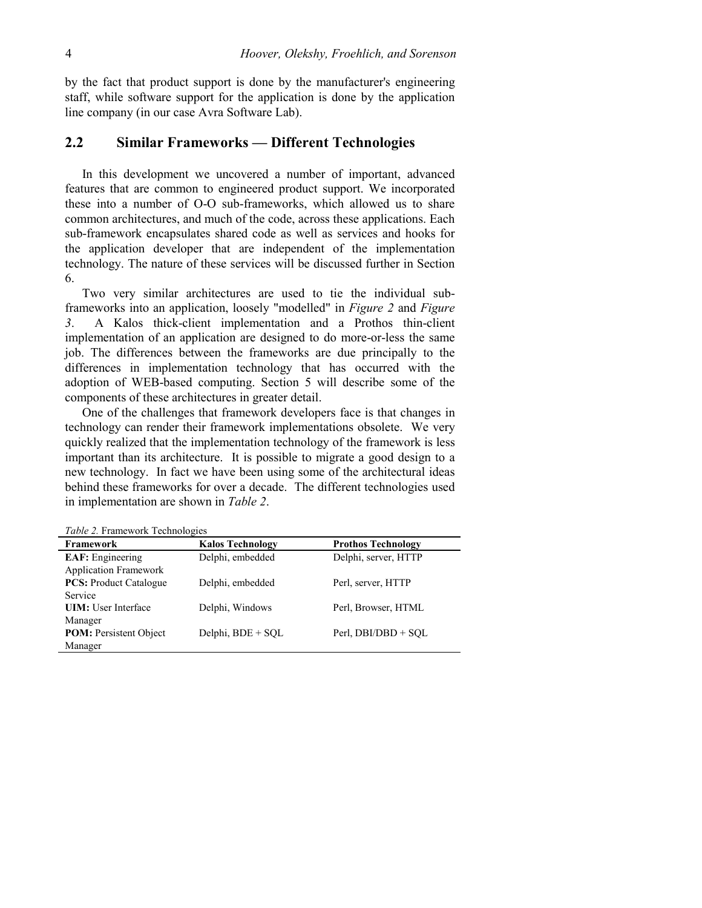by the fact that product support is done by the manufacturer's engineering staff, while software support for the application is done by the application line company (in our case Avra Software Lab).

## 2.2 Similar Frameworks — Different Technologies

In this development we uncovered a number of important, advanced features that are common to engineered product support. We incorporated these into a number of O-O sub-frameworks, which allowed us to share common architectures, and much of the code, across these applications. Each sub-framework encapsulates shared code as well as services and hooks for the application developer that are independent of the implementation technology. The nature of these services will be discussed further in Section 6.

Two very similar architectures are used to tie the individual sub-frameworks into an application, loosely "modelled" in *Figure 2* and *Figure 3*. A Kalos thick-client implementation and a Prothos thin-client implementation of an application are designed to do more-or-less the same job. The differences between the frameworks are due principally to the differences in implementation technology that has occurred with the adoption of WEB-based computing. Section 5 will describe some of the components of these architectures in greater detail.

One of the challenges that framework developers face is that changes in technology can render their framework implementations obsolete. We very quickly realized that the implementation technology of the framework is less important than its architecture. It is possible to migrate a good design to a new technology. In fact we have been using some of the architectural ideas behind these frameworks for over a decade. The different technologies used in implementation are shown in *Table 2*.

*Table 2.* Framework Technologies

| Framework | Kalos Technology | Prothos Technology |
|---|---|---|
| **EAF:** Engineering Application Framework | Delphi, embedded | Delphi, server, HTTP |
| **PCS:** Product Catalogue Service | Delphi, embedded | Perl, server, HTTP |
| **UIM:** User Interface Manager | Delphi, Windows | Perl, Browser, HTML |
| **POM:** Persistent Object Manager | Delphi, BDE + SQL | Perl, DBI/DBD + SQL |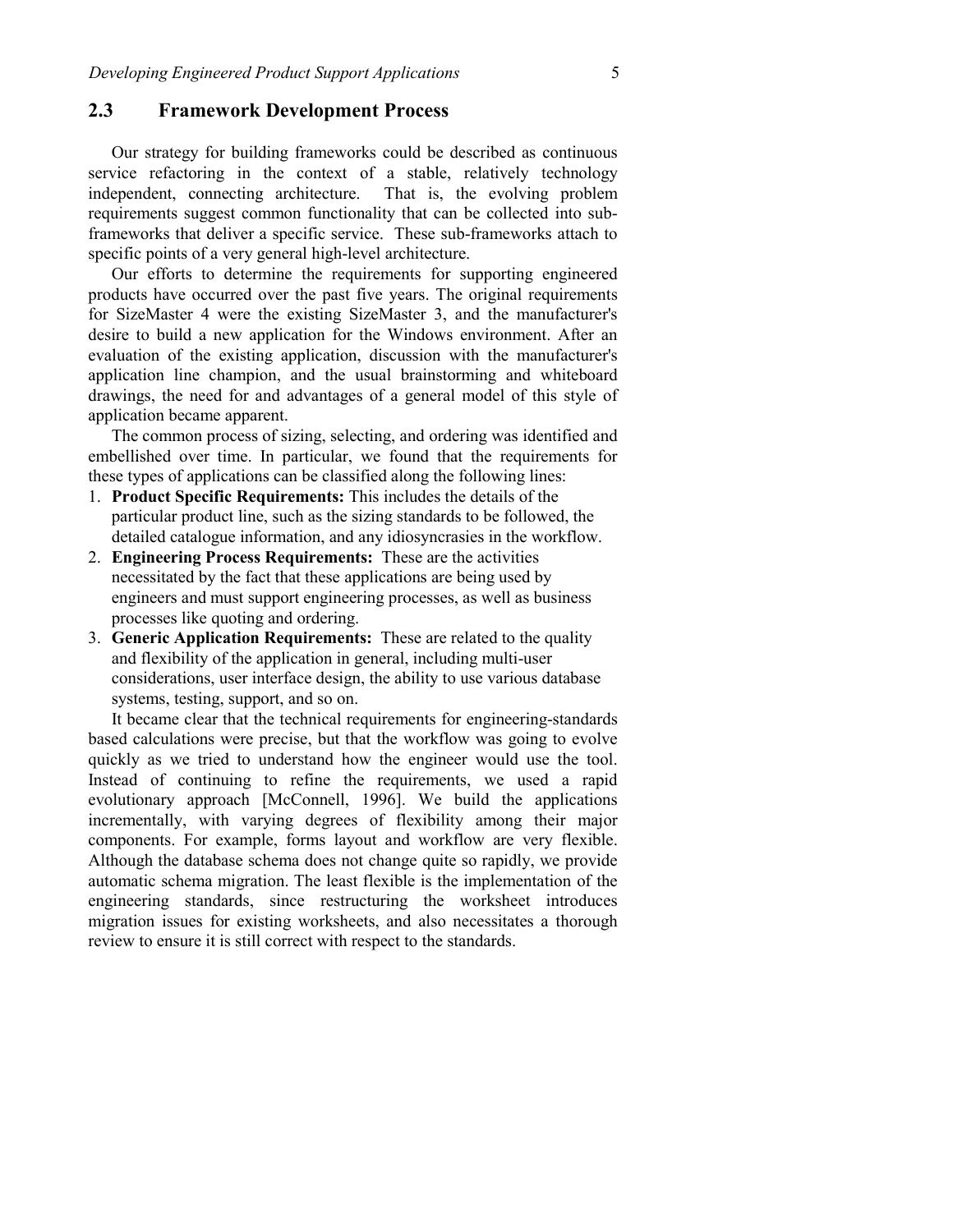## 2.3 Framework Development Process

Our strategy for building frameworks could be described as continuous service refactoring in the context of a stable, relatively technology independent, connecting architecture. That is, the evolving problem requirements suggest common functionality that can be collected into sub-frameworks that deliver a specific service. These sub-frameworks attach to specific points of a very general high-level architecture.

Our efforts to determine the requirements for supporting engineered products have occurred over the past five years. The original requirements for SizeMaster 4 were the existing SizeMaster 3, and the manufacturer's desire to build a new application for the Windows environment. After an evaluation of the existing application, discussion with the manufacturer's application line champion, and the usual brainstorming and whiteboard drawings, the need for and advantages of a general model of this style of application became apparent.

The common process of sizing, selecting, and ordering was identified and embellished over time. In particular, we found that the requirements for these types of applications can be classified along the following lines:

1. **Product Specific Requirements:** This includes the details of the particular product line, such as the sizing standards to be followed, the detailed catalogue information, and any idiosyncrasies in the workflow.
2. **Engineering Process Requirements:** These are the activities necessitated by the fact that these applications are being used by engineers and must support engineering processes, as well as business processes like quoting and ordering.
3. **Generic Application Requirements:** These are related to the quality and flexibility of the application in general, including multi-user considerations, user interface design, the ability to use various database systems, testing, support, and so on.

It became clear that the technical requirements for engineering-standards based calculations were precise, but that the workflow was going to evolve quickly as we tried to understand how the engineer would use the tool. Instead of continuing to refine the requirements, we used a rapid evolutionary approach [McConnell, 1996]. We build the applications incrementally, with varying degrees of flexibility among their major components. For example, forms layout and workflow are very flexible. Although the database schema does not change quite so rapidly, we provide automatic schema migration. The least flexible is the implementation of the engineering standards, since restructuring the worksheet introduces migration issues for existing worksheets, and also necessitates a thorough review to ensure it is still correct with respect to the standards.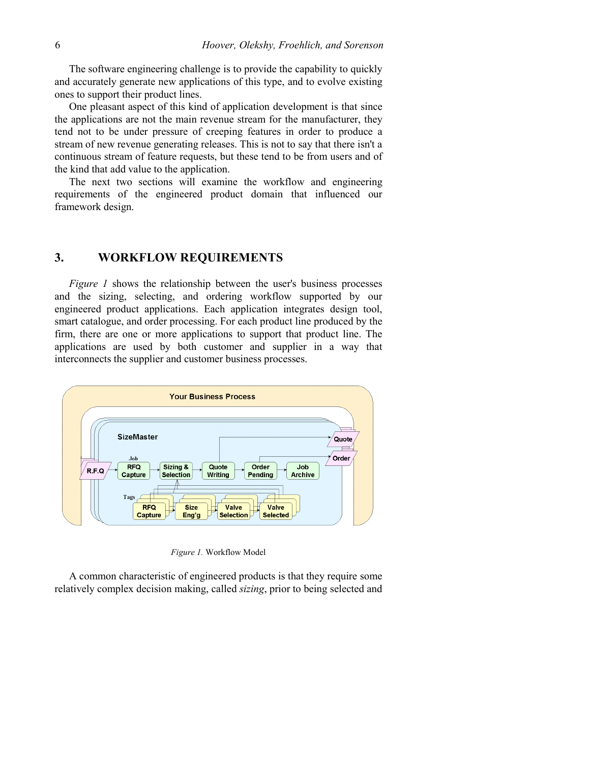The software engineering challenge is to provide the capability to quickly and accurately generate new applications of this type, and to evolve existing ones to support their product lines.

One pleasant aspect of this kind of application development is that since the applications are not the main revenue stream for the manufacturer, they tend not to be under pressure of creeping features in order to produce a stream of new revenue generating releases. This is not to say that there isn't a continuous stream of feature requests, but these tend to be from users and of the kind that add value to the application.

The next two sections will examine the workflow and engineering requirements of the engineered product domain that influenced our framework design.

## 3. WORKFLOW REQUIREMENTS

*Figure 1* shows the relationship between the user's business processes and the sizing, selecting, and ordering workflow supported by our engineered product applications. Each application integrates design tool, smart catalogue, and order processing. For each product line produced by the firm, there are one or more applications to support that product line. The applications are used by both customer and supplier in a way that interconnects the supplier and customer business processes.

*Figure 1.* Workflow Model

A common characteristic of engineered products is that they require some relatively complex decision making, called *sizing*, prior to being selected and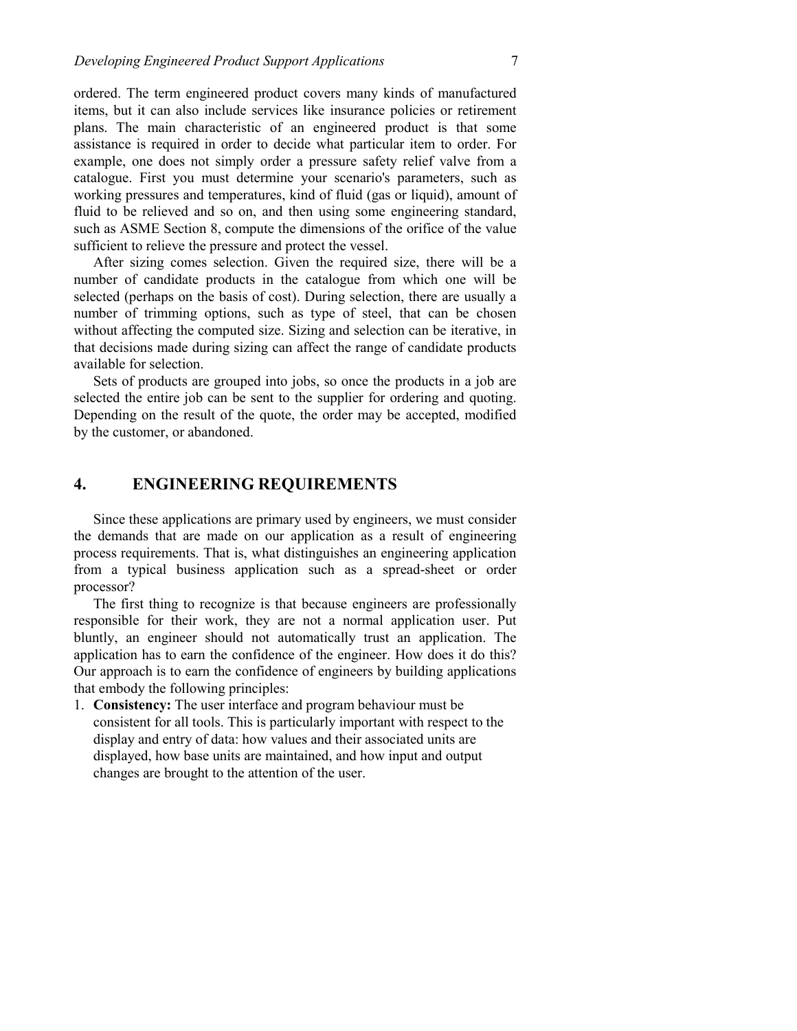ordered. The term engineered product covers many kinds of manufactured items, but it can also include services like insurance policies or retirement plans. The main characteristic of an engineered product is that some assistance is required in order to decide what particular item to order. For example, one does not simply order a pressure safety relief valve from a catalogue. First you must determine your scenario's parameters, such as working pressures and temperatures, kind of fluid (gas or liquid), amount of fluid to be relieved and so on, and then using some engineering standard, such as ASME Section 8, compute the dimensions of the orifice of the value sufficient to relieve the pressure and protect the vessel.

After sizing comes selection. Given the required size, there will be a number of candidate products in the catalogue from which one will be selected (perhaps on the basis of cost). During selection, there are usually a number of trimming options, such as type of steel, that can be chosen without affecting the computed size. Sizing and selection can be iterative, in that decisions made during sizing can affect the range of candidate products available for selection.

Sets of products are grouped into jobs, so once the products in a job are selected the entire job can be sent to the supplier for ordering and quoting. Depending on the result of the quote, the order may be accepted, modified by the customer, or abandoned.

## 4. ENGINEERING REQUIREMENTS

Since these applications are primary used by engineers, we must consider the demands that are made on our application as a result of engineering process requirements. That is, what distinguishes an engineering application from a typical business application such as a spread-sheet or order processor?

The first thing to recognize is that because engineers are professionally responsible for their work, they are not a normal application user. Put bluntly, an engineer should not automatically trust an application. The application has to earn the confidence of the engineer. How does it do this? Our approach is to earn the confidence of engineers by building applications that embody the following principles:

1. **Consistency:** The user interface and program behaviour must be consistent for all tools. This is particularly important with respect to the display and entry of data: how values and their associated units are displayed, how base units are maintained, and how input and output changes are brought to the attention of the user.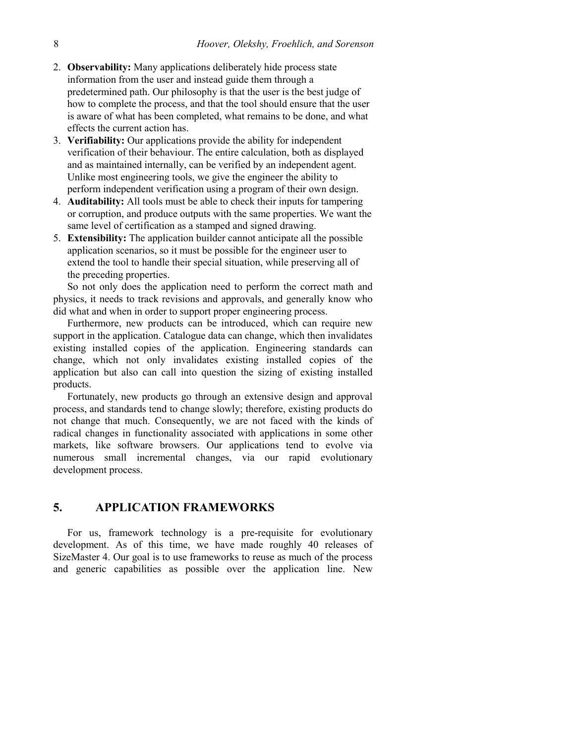2. **Observability:** Many applications deliberately hide process state information from the user and instead guide them through a predetermined path. Our philosophy is that the user is the best judge of how to complete the process, and that the tool should ensure that the user is aware of what has been completed, what remains to be done, and what effects the current action has.
3. **Verifiability:** Our applications provide the ability for independent verification of their behaviour. The entire calculation, both as displayed and as maintained internally, can be verified by an independent agent. Unlike most engineering tools, we give the engineer the ability to perform independent verification using a program of their own design.
4. **Auditability:** All tools must be able to check their inputs for tampering or corruption, and produce outputs with the same properties. We want the same level of certification as a stamped and signed drawing.
5. **Extensibility:** The application builder cannot anticipate all the possible application scenarios, so it must be possible for the engineer user to extend the tool to handle their special situation, while preserving all of the preceding properties.

So not only does the application need to perform the correct math and physics, it needs to track revisions and approvals, and generally know who did what and when in order to support proper engineering process.

Furthermore, new products can be introduced, which can require new support in the application. Catalogue data can change, which then invalidates existing installed copies of the application. Engineering standards can change, which not only invalidates existing installed copies of the application but also can call into question the sizing of existing installed products.

Fortunately, new products go through an extensive design and approval process, and standards tend to change slowly; therefore, existing products do not change that much. Consequently, we are not faced with the kinds of radical changes in functionality associated with applications in some other markets, like software browsers. Our applications tend to evolve via numerous small incremental changes, via our rapid evolutionary development process.

## 5. APPLICATION FRAMEWORKS

For us, framework technology is a pre-requisite for evolutionary development. As of this time, we have made roughly 40 releases of SizeMaster 4. Our goal is to use frameworks to reuse as much of the process and generic capabilities as possible over the application line. New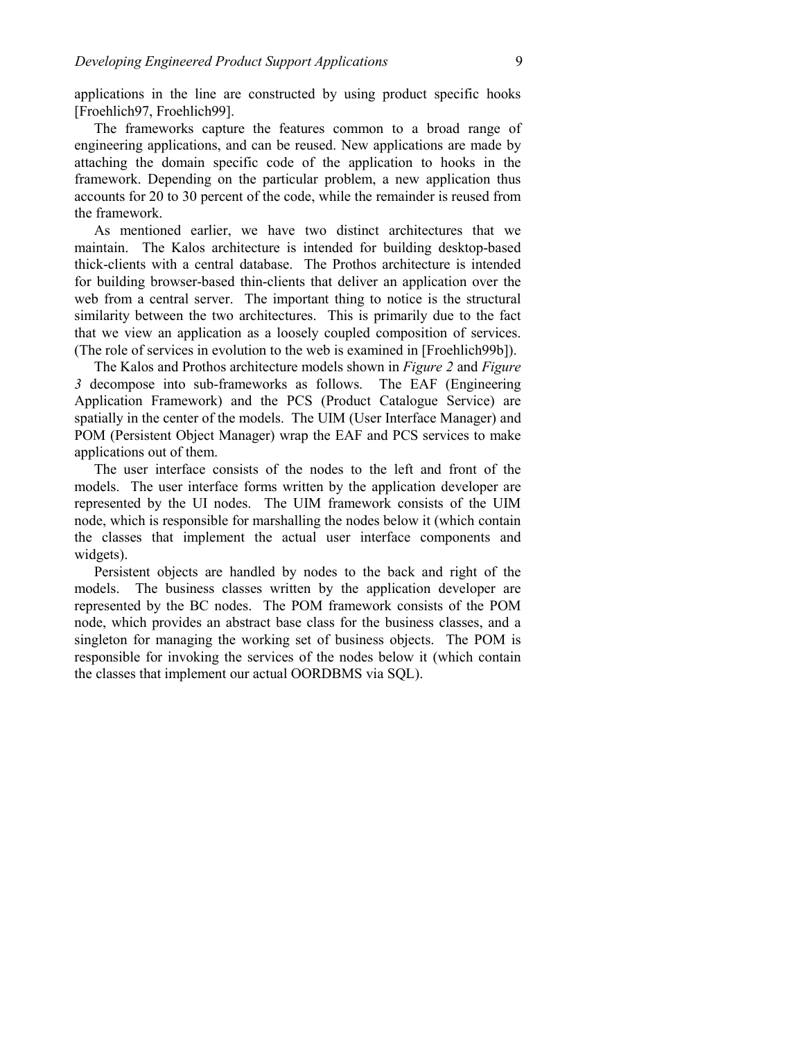applications in the line are constructed by using product specific hooks [Froehlich97, Froehlich99].

The frameworks capture the features common to a broad range of engineering applications, and can be reused. New applications are made by attaching the domain specific code of the application to hooks in the framework. Depending on the particular problem, a new application thus accounts for 20 to 30 percent of the code, while the remainder is reused from the framework.

As mentioned earlier, we have two distinct architectures that we maintain. The Kalos architecture is intended for building desktop-based thick-clients with a central database. The Prothos architecture is intended for building browser-based thin-clients that deliver an application over the web from a central server. The important thing to notice is the structural similarity between the two architectures. This is primarily due to the fact that we view an application as a loosely coupled composition of services. (The role of services in evolution to the web is examined in [Froehlich99b]).

The Kalos and Prothos architecture models shown in *Figure 2* and *Figure 3* decompose into sub-frameworks as follows. The EAF (Engineering Application Framework) and the PCS (Product Catalogue Service) are spatially in the center of the models. The UIM (User Interface Manager) and POM (Persistent Object Manager) wrap the EAF and PCS services to make applications out of them.

The user interface consists of the nodes to the left and front of the models. The user interface forms written by the application developer are represented by the UI nodes. The UIM framework consists of the UIM node, which is responsible for marshalling the nodes below it (which contain the classes that implement the actual user interface components and widgets).

Persistent objects are handled by nodes to the back and right of the models. The business classes written by the application developer are represented by the BC nodes. The POM framework consists of the POM node, which provides an abstract base class for the business classes, and a singleton for managing the working set of business objects. The POM is responsible for invoking the services of the nodes below it (which contain the classes that implement our actual OORDBMS via SQL).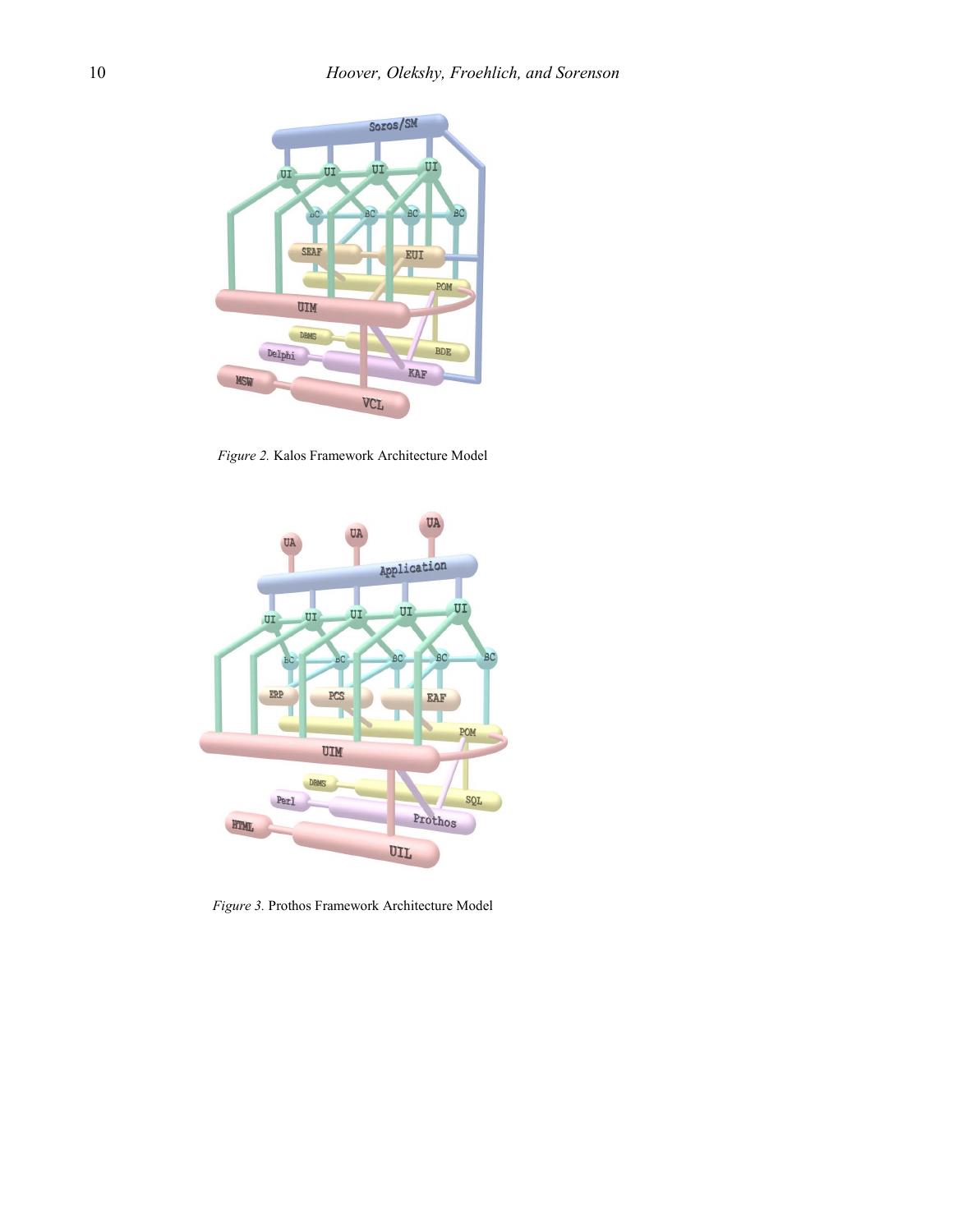*Figure 2.* Kalos Framework Architecture Model

*Figure 3.* Prothos Framework Architecture Model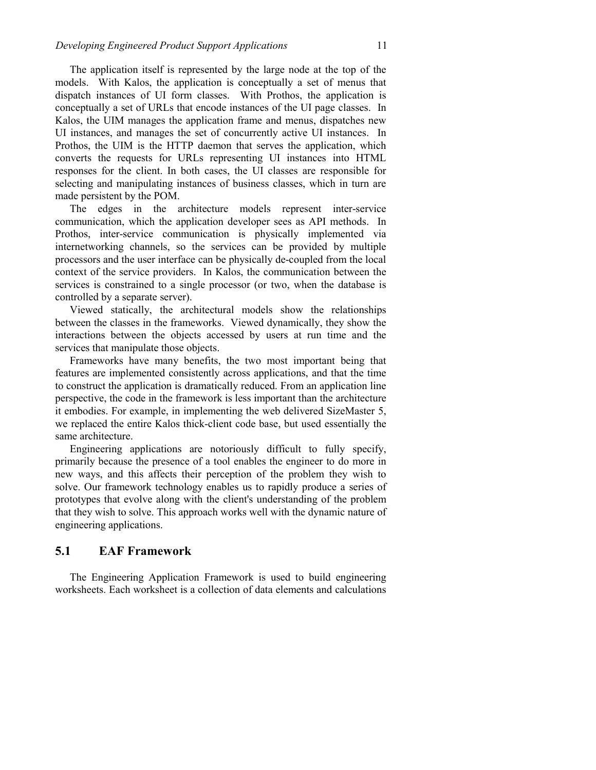The application itself is represented by the large node at the top of the models. With Kalos, the application is conceptually a set of menus that dispatch instances of UI form classes. With Prothos, the application is conceptually a set of URLs that encode instances of the UI page classes. In Kalos, the UIM manages the application frame and menus, dispatches new UI instances, and manages the set of concurrently active UI instances. In Prothos, the UIM is the HTTP daemon that serves the application, which converts the requests for URLs representing UI instances into HTML responses for the client. In both cases, the UI classes are responsible for selecting and manipulating instances of business classes, which in turn are made persistent by the POM.

The edges in the architecture models represent inter-service communication, which the application developer sees as API methods. In Prothos, inter-service communication is physically implemented via internetworking channels, so the services can be provided by multiple processors and the user interface can be physically de-coupled from the local context of the service providers. In Kalos, the communication between the services is constrained to a single processor (or two, when the database is controlled by a separate server).

Viewed statically, the architectural models show the relationships between the classes in the frameworks. Viewed dynamically, they show the interactions between the objects accessed by users at run time and the services that manipulate those objects.

Frameworks have many benefits, the two most important being that features are implemented consistently across applications, and that the time to construct the application is dramatically reduced. From an application line perspective, the code in the framework is less important than the architecture it embodies. For example, in implementing the web delivered SizeMaster 5, we replaced the entire Kalos thick-client code base, but used essentially the same architecture.

Engineering applications are notoriously difficult to fully specify, primarily because the presence of a tool enables the engineer to do more in new ways, and this affects their perception of the problem they wish to solve. Our framework technology enables us to rapidly produce a series of prototypes that evolve along with the client's understanding of the problem that they wish to solve. This approach works well with the dynamic nature of engineering applications.

## 5.1 EAF Framework

The Engineering Application Framework is used to build engineering worksheets. Each worksheet is a collection of data elements and calculations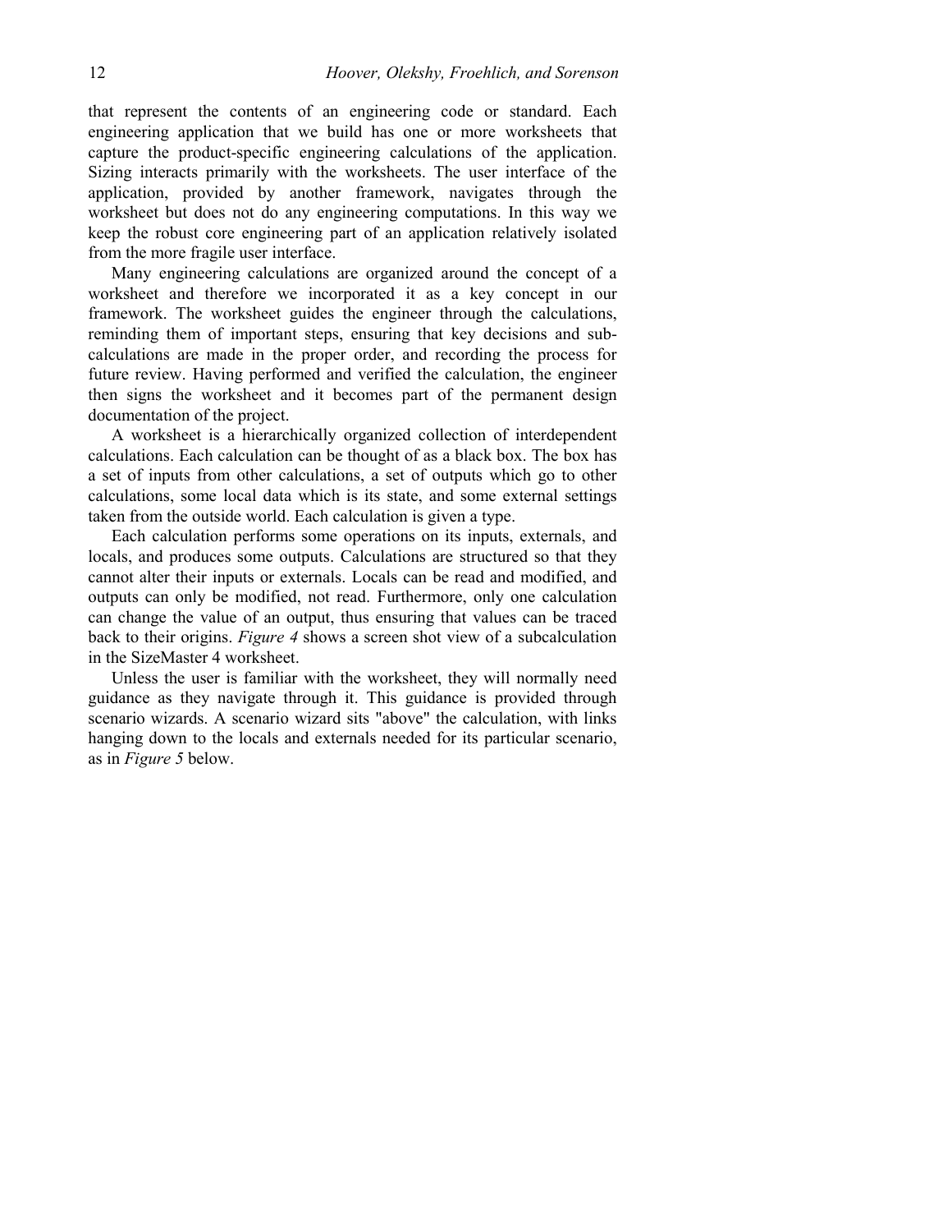that represent the contents of an engineering code or standard. Each engineering application that we build has one or more worksheets that capture the product-specific engineering calculations of the application. Sizing interacts primarily with the worksheets. The user interface of the application, provided by another framework, navigates through the worksheet but does not do any engineering computations. In this way we keep the robust core engineering part of an application relatively isolated from the more fragile user interface.

Many engineering calculations are organized around the concept of a worksheet and therefore we incorporated it as a key concept in our framework. The worksheet guides the engineer through the calculations, reminding them of important steps, ensuring that key decisions and sub-calculations are made in the proper order, and recording the process for future review. Having performed and verified the calculation, the engineer then signs the worksheet and it becomes part of the permanent design documentation of the project.

A worksheet is a hierarchically organized collection of interdependent calculations. Each calculation can be thought of as a black box. The box has a set of inputs from other calculations, a set of outputs which go to other calculations, some local data which is its state, and some external settings taken from the outside world. Each calculation is given a type.

Each calculation performs some operations on its inputs, externals, and locals, and produces some outputs. Calculations are structured so that they cannot alter their inputs or externals. Locals can be read and modified, and outputs can only be modified, not read. Furthermore, only one calculation can change the value of an output, thus ensuring that values can be traced back to their origins. *Figure 4* shows a screen shot view of a subcalculation in the SizeMaster 4 worksheet.

Unless the user is familiar with the worksheet, they will normally need guidance as they navigate through it. This guidance is provided through scenario wizards. A scenario wizard sits "above" the calculation, with links hanging down to the locals and externals needed for its particular scenario, as in *Figure 5* below.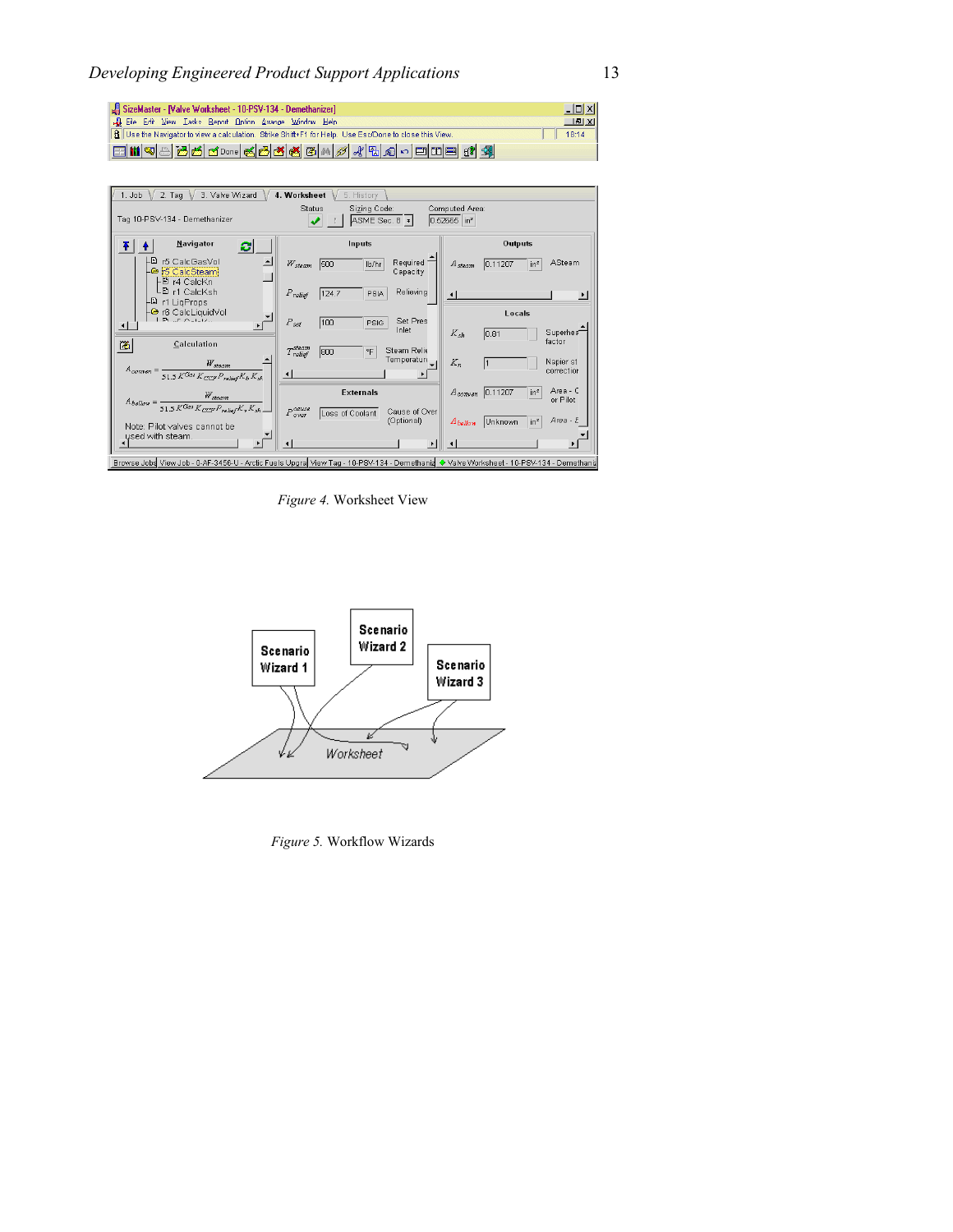*Figure 4.* Worksheet View

*Figure 5.* Workflow Wizards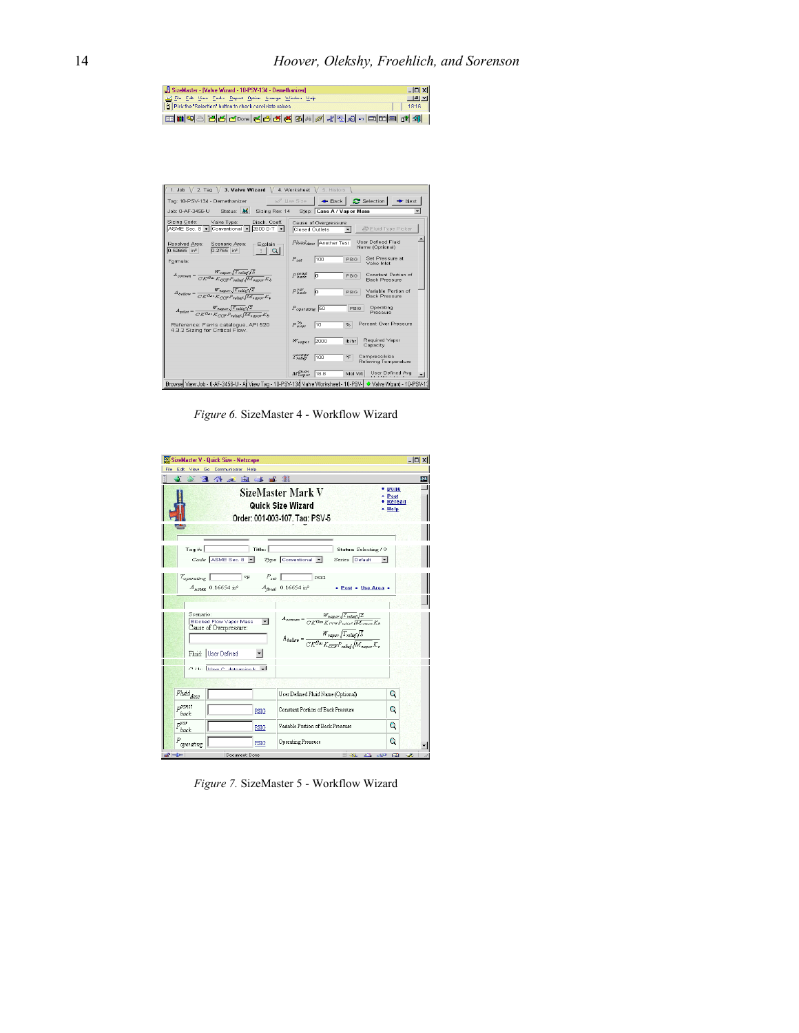*Figure 6.* SizeMaster 4 - Workflow Wizard

*Figure 7.* SizeMaster 5 - Workflow Wizard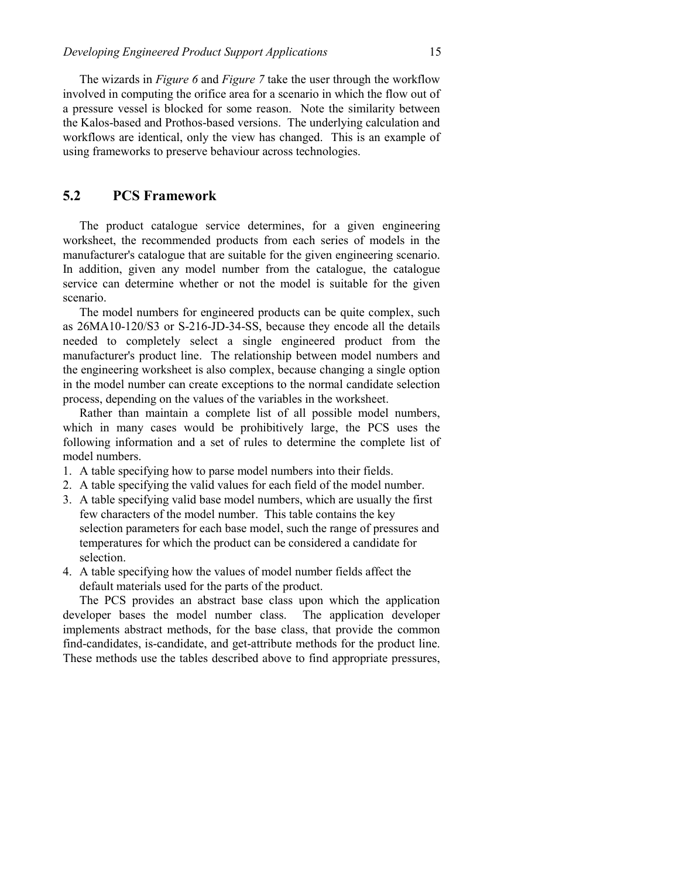The wizards in *Figure 6* and *Figure 7* take the user through the workflow involved in computing the orifice area for a scenario in which the flow out of a pressure vessel is blocked for some reason. Note the similarity between the Kalos-based and Prothos-based versions. The underlying calculation and workflows are identical, only the view has changed. This is an example of using frameworks to preserve behaviour across technologies.

## 5.2 PCS Framework

The product catalogue service determines, for a given engineering worksheet, the recommended products from each series of models in the manufacturer's catalogue that are suitable for the given engineering scenario. In addition, given any model number from the catalogue, the catalogue service can determine whether or not the model is suitable for the given scenario.

The model numbers for engineered products can be quite complex, such as 26MA10-120/S3 or S-216-JD-34-SS, because they encode all the details needed to completely select a single engineered product from the manufacturer's product line. The relationship between model numbers and the engineering worksheet is also complex, because changing a single option in the model number can create exceptions to the normal candidate selection process, depending on the values of the variables in the worksheet.

Rather than maintain a complete list of all possible model numbers, which in many cases would be prohibitively large, the PCS uses the following information and a set of rules to determine the complete list of model numbers.

1. A table specifying how to parse model numbers into their fields.
2. A table specifying the valid values for each field of the model number.
3. A table specifying valid base model numbers, which are usually the first few characters of the model number. This table contains the key selection parameters for each base model, such the range of pressures and temperatures for which the product can be considered a candidate for selection.
4. A table specifying how the values of model number fields affect the default materials used for the parts of the product.

The PCS provides an abstract base class upon which the application developer bases the model number class. The application developer implements abstract methods, for the base class, that provide the common find-candidates, is-candidate, and get-attribute methods for the product line. These methods use the tables described above to find appropriate pressures,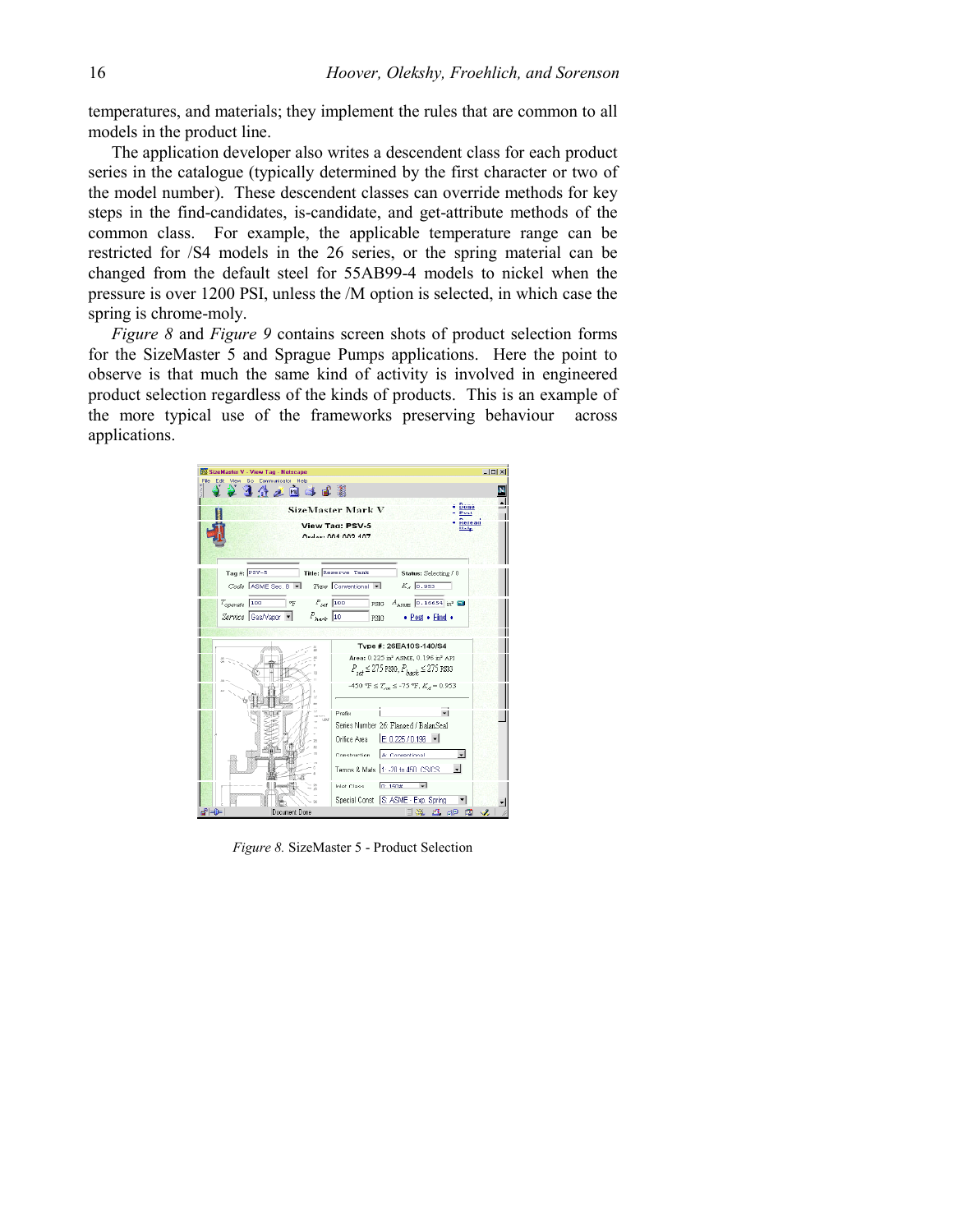temperatures, and materials; they implement the rules that are common to all models in the product line.

The application developer also writes a descendent class for each product series in the catalogue (typically determined by the first character or two of the model number). These descendent classes can override methods for key steps in the find-candidates, is-candidate, and get-attribute methods of the common class. For example, the applicable temperature range can be restricted for /S4 models in the 26 series, or the spring material can be changed from the default steel for 55AB99-4 models to nickel when the pressure is over 1200 PSI, unless the /M option is selected, in which case the spring is chrome-moly.

*Figure 8* and *Figure 9* contains screen shots of product selection forms for the SizeMaster 5 and Sprague Pumps applications. Here the point to observe is that much the same kind of activity is involved in engineered product selection regardless of the kinds of products. This is an example of the more typical use of the frameworks preserving behaviour across applications.

*Figure 8.* SizeMaster 5 - Product Selection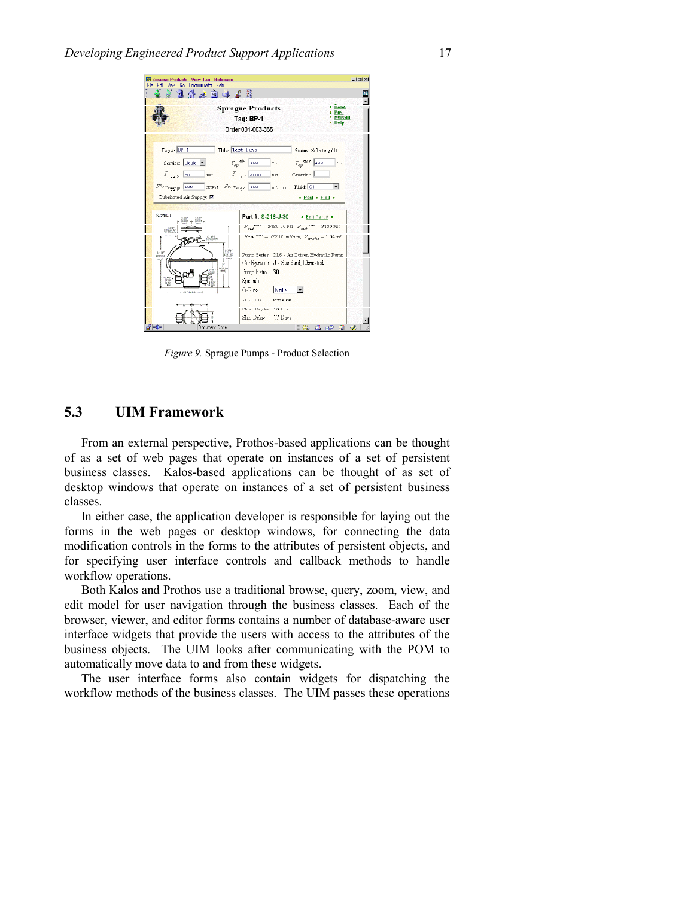*Figure 9.* Sprague Pumps - Product Selection

## 5.3 UIM Framework

From an external perspective, Prothos-based applications can be thought of as a set of web pages that operate on instances of a set of persistent business classes. Kalos-based applications can be thought of as set of desktop windows that operate on instances of a set of persistent business classes.

In either case, the application developer is responsible for laying out the forms in the web pages or desktop windows, for connecting the data modification controls in the forms to the attributes of persistent objects, and for specifying user interface controls and callback methods to handle workflow operations.

Both Kalos and Prothos use a traditional browse, query, zoom, view, and edit model for user navigation through the business classes. Each of the browser, viewer, and editor forms contains a number of database-aware user interface widgets that provide the users with access to the attributes of the business objects. The UIM looks after communicating with the POM to automatically move data to and from these widgets.

The user interface forms also contain widgets for dispatching the workflow methods of the business classes. The UIM passes these operations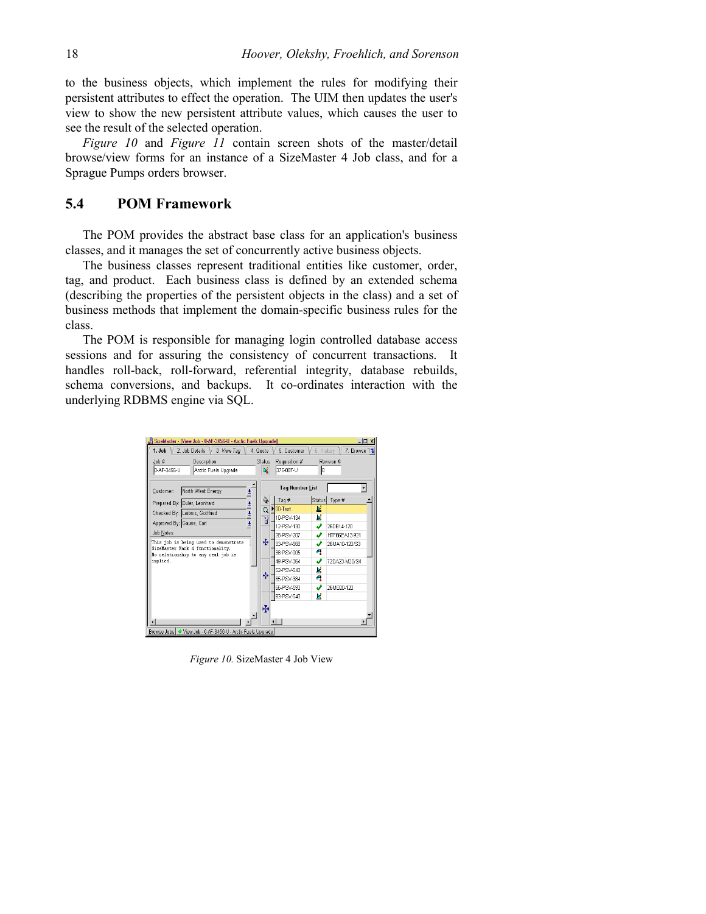to the business objects, which implement the rules for modifying their persistent attributes to effect the operation. The UIM then updates the user's view to show the new persistent attribute values, which causes the user to see the result of the selected operation.

*Figure 10* and *Figure 11* contain screen shots of the master/detail browse/view forms for an instance of a SizeMaster 4 Job class, and for a Sprague Pumps orders browser.

## 5.4 POM Framework

The POM provides the abstract base class for an application's business classes, and it manages the set of concurrently active business objects.

The business classes represent traditional entities like customer, order, tag, and product. Each business class is defined by an extended schema (describing the properties of the persistent objects in the class) and a set of business methods that implement the domain-specific business rules for the class.

The POM is responsible for managing login controlled database access sessions and for assuring the consistency of concurrent transactions. It handles roll-back, roll-forward, referential integrity, database rebuilds, schema conversions, and backups. It co-ordinates interaction with the underlying RDBMS engine via SQL.

*Figure 10.* SizeMaster 4 Job View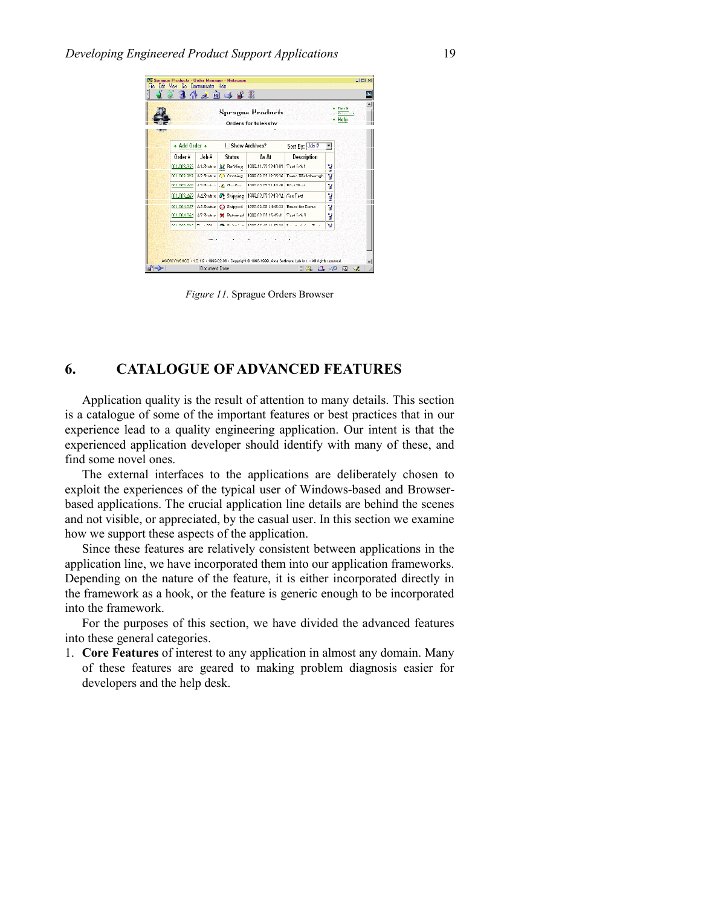*Figure 11.* Sprague Orders Browser

## 6. CATALOGUE OF ADVANCED FEATURES

Application quality is the result of attention to many details. This section is a catalogue of some of the important features or best practices that in our experience lead to a quality engineering application. Our intent is that the experienced application developer should identify with many of these, and find some novel ones.

The external interfaces to the applications are deliberately chosen to exploit the experiences of the typical user of Windows-based and Browser-based applications. The crucial application line details are behind the scenes and not visible, or appreciated, by the casual user. In this section we examine how we support these aspects of the application.

Since these features are relatively consistent between applications in the application line, we have incorporated them into our application frameworks. Depending on the nature of the feature, it is either incorporated directly in the framework as a hook, or the feature is generic enough to be incorporated into the framework.

For the purposes of this section, we have divided the advanced features into these general categories.

1. **Core Features** of interest to any application in almost any domain. Many of these features are geared to making problem diagnosis easier for developers and the help desk.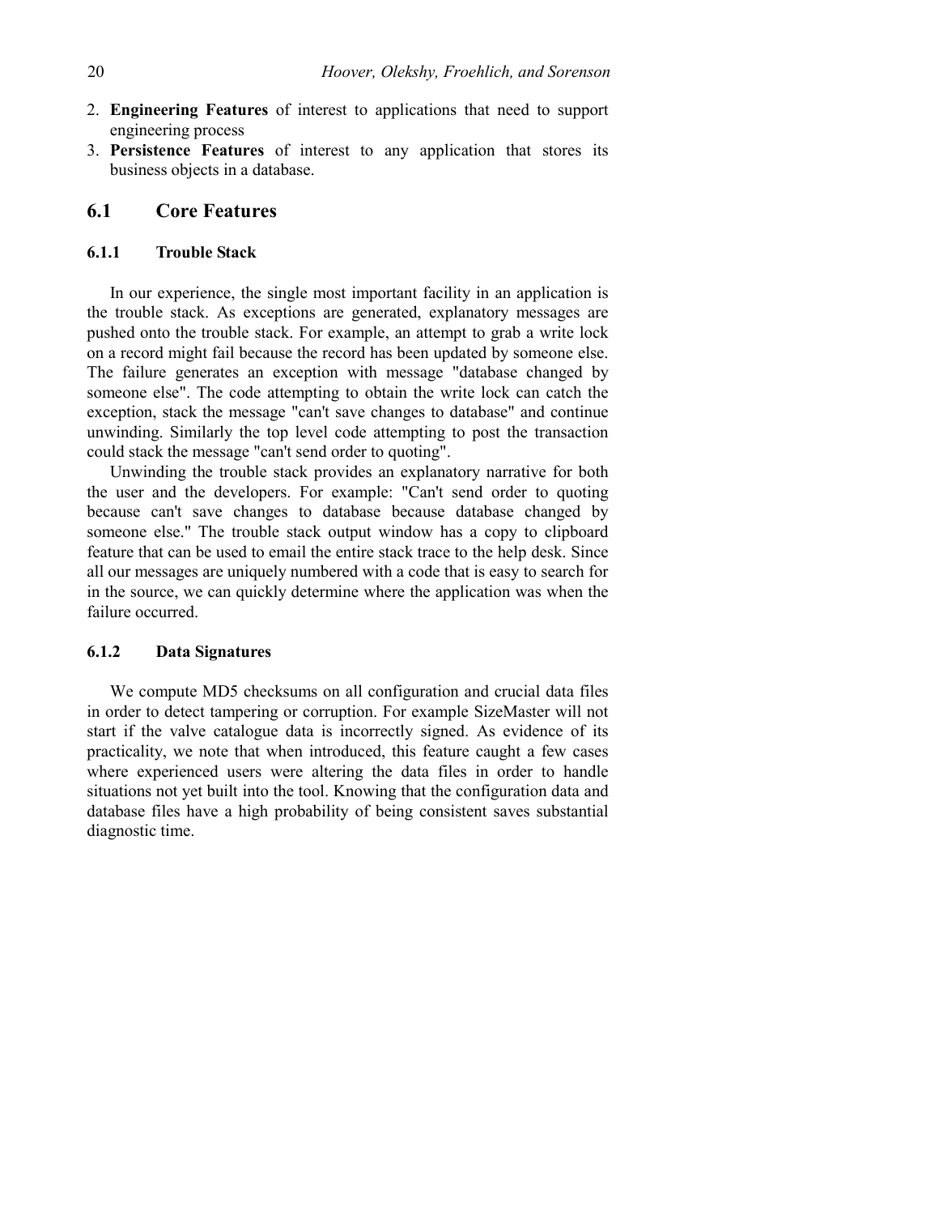2. **Engineering Features** of interest to applications that need to support engineering process
3. **Persistence Features** of interest to any application that stores its business objects in a database.

## 6.1 Core Features

### 6.1.1 Trouble Stack

In our experience, the single most important facility in an application is the trouble stack. As exceptions are generated, explanatory messages are pushed onto the trouble stack. For example, an attempt to grab a write lock on a record might fail because the record has been updated by someone else. The failure generates an exception with message "database changed by someone else". The code attempting to obtain the write lock can catch the exception, stack the message "can't save changes to database" and continue unwinding. Similarly the top level code attempting to post the transaction could stack the message "can't send order to quoting".

Unwinding the trouble stack provides an explanatory narrative for both the user and the developers. For example: "Can't send order to quoting because can't save changes to database because database changed by someone else." The trouble stack output window has a copy to clipboard feature that can be used to email the entire stack trace to the help desk. Since all our messages are uniquely numbered with a code that is easy to search for in the source, we can quickly determine where the application was when the failure occurred.

### 6.1.2 Data Signatures

We compute MD5 checksums on all configuration and crucial data files in order to detect tampering or corruption. For example SizeMaster will not start if the valve catalogue data is incorrectly signed. As evidence of its practicality, we note that when introduced, this feature caught a few cases where experienced users were altering the data files in order to handle situations not yet built into the tool. Knowing that the configuration data and database files have a high probability of being consistent saves substantial diagnostic time.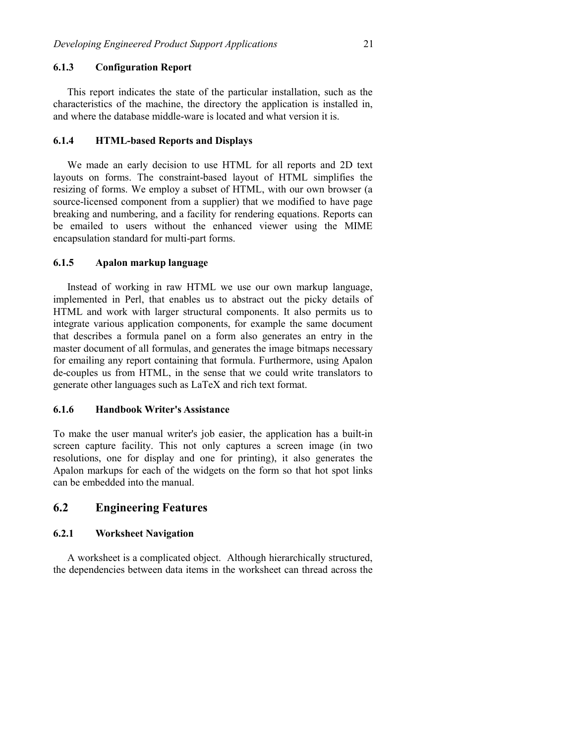#### 6.1.3 Configuration Report

This report indicates the state of the particular installation, such as the characteristics of the machine, the directory the application is installed in, and where the database middle-ware is located and what version it is.

#### 6.1.4 HTML-based Reports and Displays

We made an early decision to use HTML for all reports and 2D text layouts on forms. The constraint-based layout of HTML simplifies the resizing of forms. We employ a subset of HTML, with our own browser (a source-licensed component from a supplier) that we modified to have page breaking and numbering, and a facility for rendering equations. Reports can be emailed to users without the enhanced viewer using the MIME encapsulation standard for multi-part forms.

#### 6.1.5 Apalon markup language

Instead of working in raw HTML we use our own markup language, implemented in Perl, that enables us to abstract out the picky details of HTML and work with larger structural components. It also permits us to integrate various application components, for example the same document that describes a formula panel on a form also generates an entry in the master document of all formulas, and generates the image bitmaps necessary for emailing any report containing that formula. Furthermore, using Apalon de-couples us from HTML, in the sense that we could write translators to generate other languages such as LaTeX and rich text format.

#### 6.1.6 Handbook Writer's Assistance

To make the user manual writer's job easier, the application has a built-in screen capture facility. This not only captures a screen image (in two resolutions, one for display and one for printing), it also generates the Apalon markups for each of the widgets on the form so that hot spot links can be embedded into the manual.

### 6.2 Engineering Features

#### 6.2.1 Worksheet Navigation

A worksheet is a complicated object. Although hierarchically structured, the dependencies between data items in the worksheet can thread across the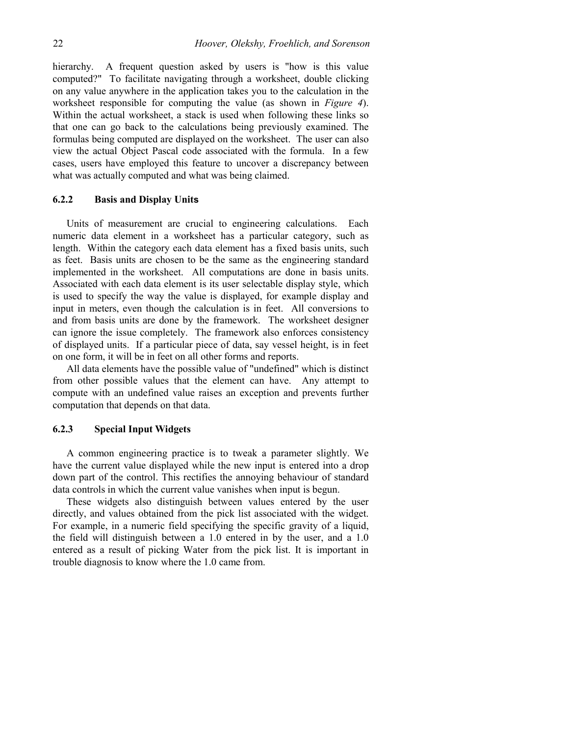hierarchy. A frequent question asked by users is "how is this value computed?" To facilitate navigating through a worksheet, double clicking on any value anywhere in the application takes you to the calculation in the worksheet responsible for computing the value (as shown in *Figure 4*). Within the actual worksheet, a stack is used when following these links so that one can go back to the calculations being previously examined. The formulas being computed are displayed on the worksheet. The user can also view the actual Object Pascal code associated with the formula. In a few cases, users have employed this feature to uncover a discrepancy between what was actually computed and what was being claimed.

### 6.2.2 Basis and Display Units

Units of measurement are crucial to engineering calculations. Each numeric data element in a worksheet has a particular category, such as length. Within the category each data element has a fixed basis units, such as feet. Basis units are chosen to be the same as the engineering standard implemented in the worksheet. All computations are done in basis units. Associated with each data element is its user selectable display style, which is used to specify the way the value is displayed, for example display and input in meters, even though the calculation is in feet. All conversions to and from basis units are done by the framework. The worksheet designer can ignore the issue completely. The framework also enforces consistency of displayed units. If a particular piece of data, say vessel height, is in feet on one form, it will be in feet on all other forms and reports.

All data elements have the possible value of "undefined" which is distinct from other possible values that the element can have. Any attempt to compute with an undefined value raises an exception and prevents further computation that depends on that data.

### 6.2.3 Special Input Widgets

A common engineering practice is to tweak a parameter slightly. We have the current value displayed while the new input is entered into a drop down part of the control. This rectifies the annoying behaviour of standard data controls in which the current value vanishes when input is begun.

These widgets also distinguish between values entered by the user directly, and values obtained from the pick list associated with the widget. For example, in a numeric field specifying the specific gravity of a liquid, the field will distinguish between a 1.0 entered in by the user, and a 1.0 entered as a result of picking Water from the pick list. It is important in trouble diagnosis to know where the 1.0 came from.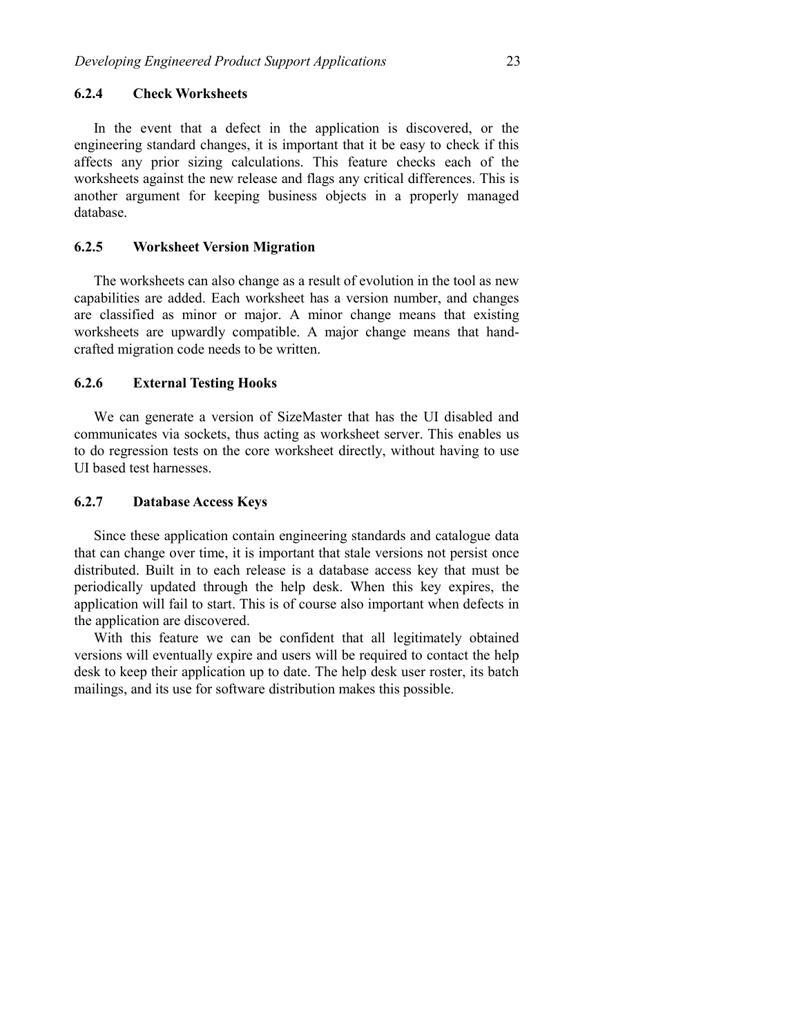#### 6.2.4 Check Worksheets

In the event that a defect in the application is discovered, or the engineering standard changes, it is important that it be easy to check if this affects any prior sizing calculations. This feature checks each of the worksheets against the new release and flags any critical differences. This is another argument for keeping business objects in a properly managed database.

#### 6.2.5 Worksheet Version Migration

The worksheets can also change as a result of evolution in the tool as new capabilities are added. Each worksheet has a version number, and changes are classified as minor or major. A minor change means that existing worksheets are upwardly compatible. A major change means that hand-crafted migration code needs to be written.

#### 6.2.6 External Testing Hooks

We can generate a version of SizeMaster that has the UI disabled and communicates via sockets, thus acting as worksheet server. This enables us to do regression tests on the core worksheet directly, without having to use UI based test harnesses.

#### 6.2.7 Database Access Keys

Since these application contain engineering standards and catalogue data that can change over time, it is important that stale versions not persist once distributed. Built in to each release is a database access key that must be periodically updated through the help desk. When this key expires, the application will fail to start. This is of course also important when defects in the application are discovered.

With this feature we can be confident that all legitimately obtained versions will eventually expire and users will be required to contact the help desk to keep their application up to date. The help desk user roster, its batch mailings, and its use for software distribution makes this possible.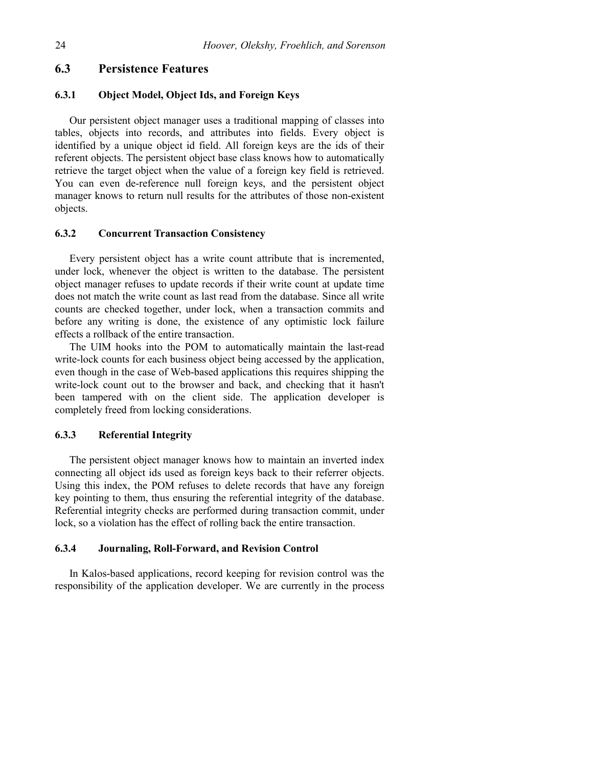## 6.3 Persistence Features

### 6.3.1 Object Model, Object Ids, and Foreign Keys

Our persistent object manager uses a traditional mapping of classes into tables, objects into records, and attributes into fields. Every object is identified by a unique object id field. All foreign keys are the ids of their referent objects. The persistent object base class knows how to automatically retrieve the target object when the value of a foreign key field is retrieved. You can even de-reference null foreign keys, and the persistent object manager knows to return null results for the attributes of those non-existent objects.

### 6.3.2 Concurrent Transaction Consistency

Every persistent object has a write count attribute that is incremented, under lock, whenever the object is written to the database. The persistent object manager refuses to update records if their write count at update time does not match the write count as last read from the database. Since all write counts are checked together, under lock, when a transaction commits and before any writing is done, the existence of any optimistic lock failure effects a rollback of the entire transaction.

The UIM hooks into the POM to automatically maintain the last-read write-lock counts for each business object being accessed by the application, even though in the case of Web-based applications this requires shipping the write-lock count out to the browser and back, and checking that it hasn't been tampered with on the client side. The application developer is completely freed from locking considerations.

### 6.3.3 Referential Integrity

The persistent object manager knows how to maintain an inverted index connecting all object ids used as foreign keys back to their referrer objects. Using this index, the POM refuses to delete records that have any foreign key pointing to them, thus ensuring the referential integrity of the database. Referential integrity checks are performed during transaction commit, under lock, so a violation has the effect of rolling back the entire transaction.

### 6.3.4 Journaling, Roll-Forward, and Revision Control

In Kalos-based applications, record keeping for revision control was the responsibility of the application developer. We are currently in the process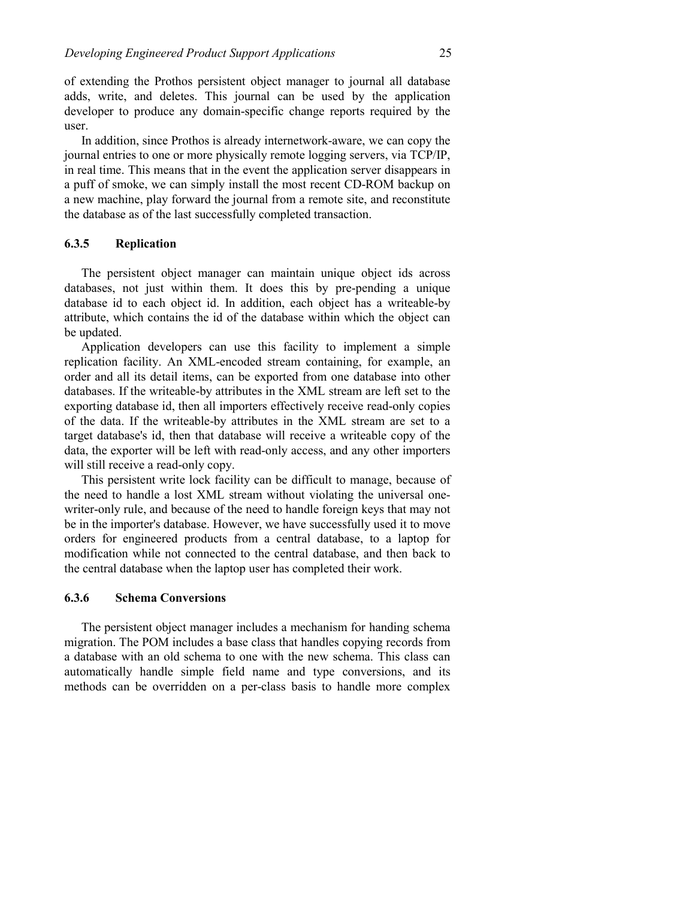of extending the Prothos persistent object manager to journal all database adds, write, and deletes. This journal can be used by the application developer to produce any domain-specific change reports required by the user.

In addition, since Prothos is already internetwork-aware, we can copy the journal entries to one or more physically remote logging servers, via TCP/IP, in real time. This means that in the event the application server disappears in a puff of smoke, we can simply install the most recent CD-ROM backup on a new machine, play forward the journal from a remote site, and reconstitute the database as of the last successfully completed transaction.

### 6.3.5 Replication

The persistent object manager can maintain unique object ids across databases, not just within them. It does this by pre-pending a unique database id to each object id. In addition, each object has a writeable-by attribute, which contains the id of the database within which the object can be updated.

Application developers can use this facility to implement a simple replication facility. An XML-encoded stream containing, for example, an order and all its detail items, can be exported from one database into other databases. If the writeable-by attributes in the XML stream are left set to the exporting database id, then all importers effectively receive read-only copies of the data. If the writeable-by attributes in the XML stream are set to a target database's id, then that database will receive a writeable copy of the data, the exporter will be left with read-only access, and any other importers will still receive a read-only copy.

This persistent write lock facility can be difficult to manage, because of the need to handle a lost XML stream without violating the universal one-writer-only rule, and because of the need to handle foreign keys that may not be in the importer's database. However, we have successfully used it to move orders for engineered products from a central database, to a laptop for modification while not connected to the central database, and then back to the central database when the laptop user has completed their work.

### 6.3.6 Schema Conversions

The persistent object manager includes a mechanism for handing schema migration. The POM includes a base class that handles copying records from a database with an old schema to one with the new schema. This class can automatically handle simple field name and type conversions, and its methods can be overridden on a per-class basis to handle more complex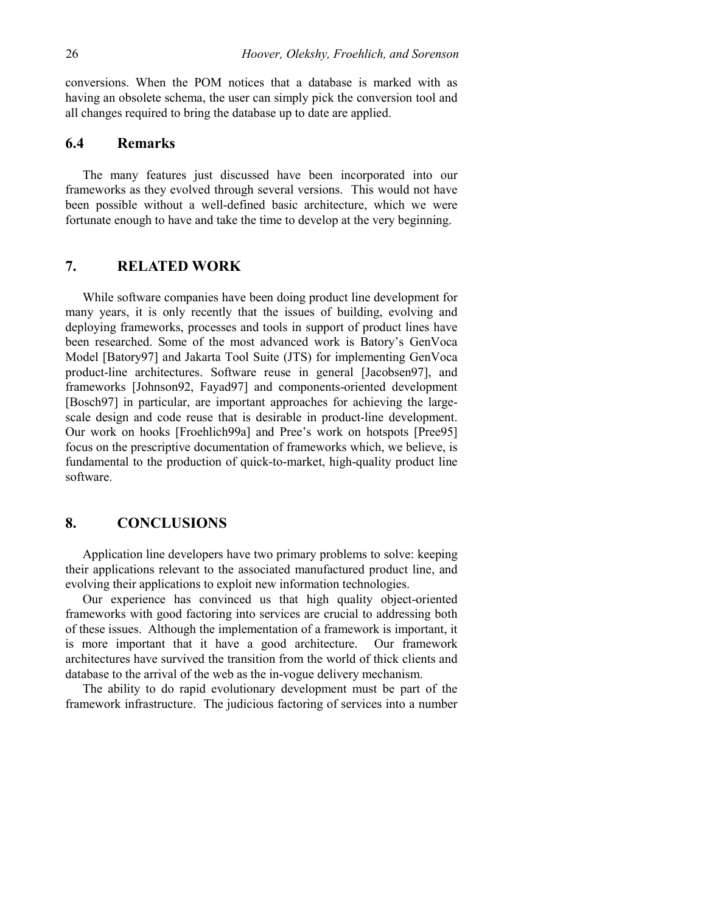conversions. When the POM notices that a database is marked with as having an obsolete schema, the user can simply pick the conversion tool and all changes required to bring the database up to date are applied.

## 6.4 Remarks

The many features just discussed have been incorporated into our frameworks as they evolved through several versions. This would not have been possible without a well-defined basic architecture, which we were fortunate enough to have and take the time to develop at the very beginning.

# 7. RELATED WORK

While software companies have been doing product line development for many years, it is only recently that the issues of building, evolving and deploying frameworks, processes and tools in support of product lines have been researched. Some of the most advanced work is Batory's GenVoca Model [Batory97] and Jakarta Tool Suite (JTS) for implementing GenVoca product-line architectures. Software reuse in general [Jacobsen97], and frameworks [Johnson92, Fayad97] and components-oriented development [Bosch97] in particular, are important approaches for achieving the large-scale design and code reuse that is desirable in product-line development. Our work on hooks [Froehlich99a] and Pree's work on hotspots [Pree95] focus on the prescriptive documentation of frameworks which, we believe, is fundamental to the production of quick-to-market, high-quality product line software.

# 8. CONCLUSIONS

Application line developers have two primary problems to solve: keeping their applications relevant to the associated manufactured product line, and evolving their applications to exploit new information technologies.

Our experience has convinced us that high quality object-oriented frameworks with good factoring into services are crucial to addressing both of these issues. Although the implementation of a framework is important, it is more important that it have a good architecture. Our framework architectures have survived the transition from the world of thick clients and database to the arrival of the web as the in-vogue delivery mechanism.

The ability to do rapid evolutionary development must be part of the framework infrastructure. The judicious factoring of services into a number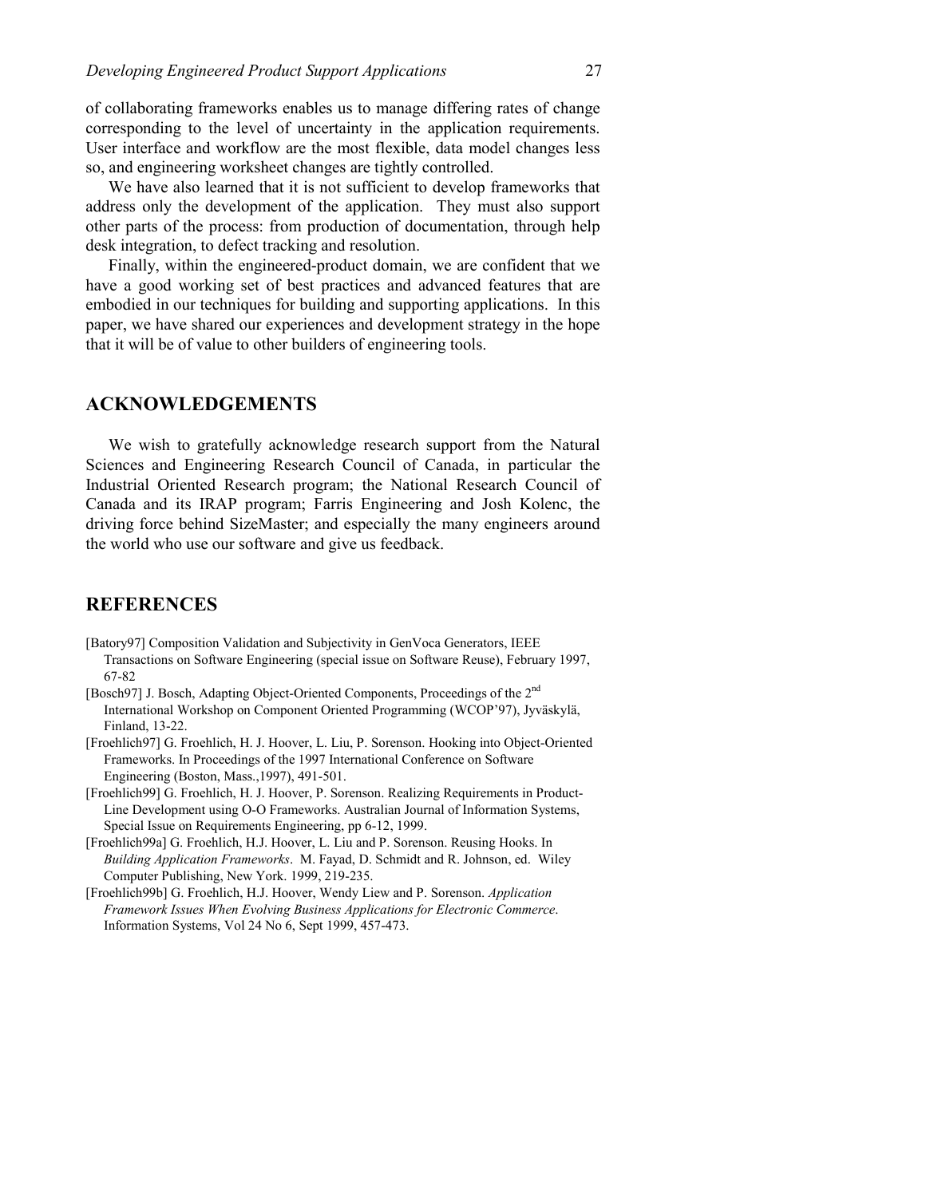of collaborating frameworks enables us to manage differing rates of change corresponding to the level of uncertainty in the application requirements. User interface and workflow are the most flexible, data model changes less so, and engineering worksheet changes are tightly controlled.

We have also learned that it is not sufficient to develop frameworks that address only the development of the application. They must also support other parts of the process: from production of documentation, through help desk integration, to defect tracking and resolution.

Finally, within the engineered-product domain, we are confident that we have a good working set of best practices and advanced features that are embodied in our techniques for building and supporting applications. In this paper, we have shared our experiences and development strategy in the hope that it will be of value to other builders of engineering tools.

## ACKNOWLEDGEMENTS

We wish to gratefully acknowledge research support from the Natural Sciences and Engineering Research Council of Canada, in particular the Industrial Oriented Research program; the National Research Council of Canada and its IRAP program; Farris Engineering and Josh Kolenc, the driving force behind SizeMaster; and especially the many engineers around the world who use our software and give us feedback.

## REFERENCES

[Batory97] Composition Validation and Subjectivity in GenVoca Generators, IEEE Transactions on Software Engineering (special issue on Software Reuse), February 1997, 67-82

[Bosch97] J. Bosch, Adapting Object-Oriented Components, Proceedings of the 2nd International Workshop on Component Oriented Programming (WCOP'97), Jyväskylä, Finland, 13-22.

[Froehlich97] G. Froehlich, H. J. Hoover, L. Liu, P. Sorenson. Hooking into Object-Oriented Frameworks. In Proceedings of the 1997 International Conference on Software Engineering (Boston, Mass.,1997), 491-501.

[Froehlich99] G. Froehlich, H. J. Hoover, P. Sorenson. Realizing Requirements in Product-Line Development using O-O Frameworks. Australian Journal of Information Systems, Special Issue on Requirements Engineering, pp 6-12, 1999.

[Froehlich99a] G. Froehlich, H.J. Hoover, L. Liu and P. Sorenson. Reusing Hooks. In *Building Application Frameworks*. M. Fayad, D. Schmidt and R. Johnson, ed. Wiley Computer Publishing, New York. 1999, 219-235.

[Froehlich99b] G. Froehlich, H.J. Hoover, Wendy Liew and P. Sorenson. *Application Framework Issues When Evolving Business Applications for Electronic Commerce*. Information Systems, Vol 24 No 6, Sept 1999, 457-473.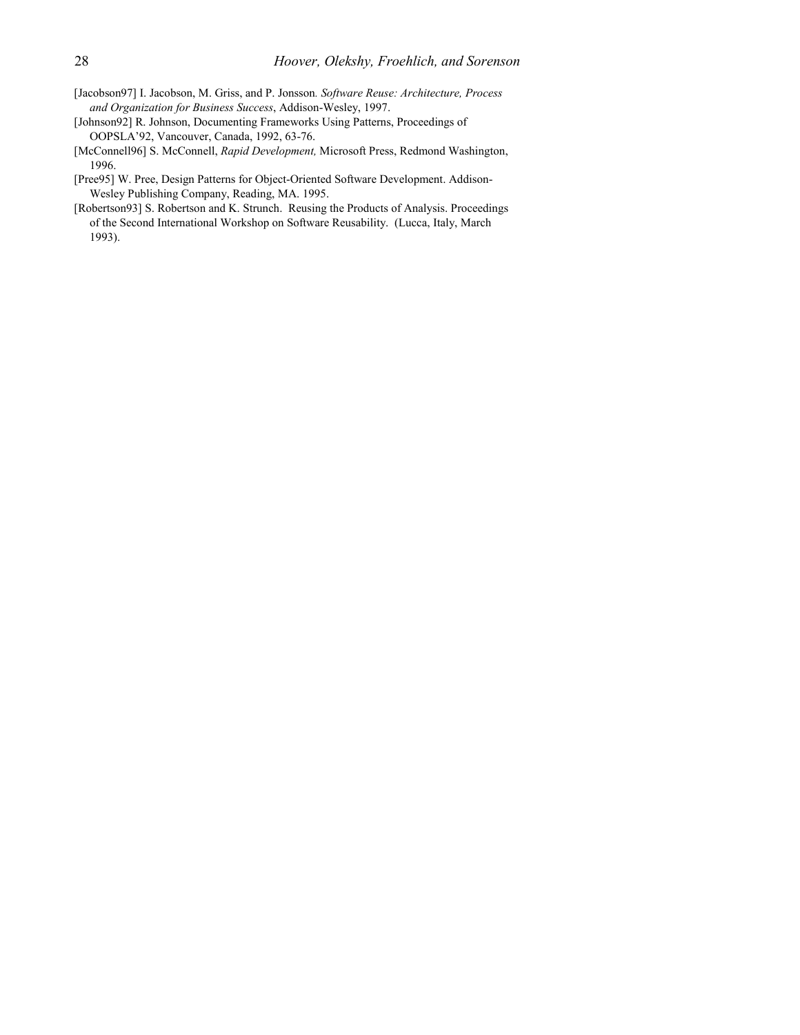[Jacobson97] I. Jacobson, M. Griss, and P. Jonsson*. Software Reuse: Architecture, Process and Organization for Business Success*, Addison-Wesley, 1997.

[Johnson92] R. Johnson, Documenting Frameworks Using Patterns, Proceedings of OOPSLA'92, Vancouver, Canada, 1992, 63-76.

[McConnell96] S. McConnell, *Rapid Development,* Microsoft Press, Redmond Washington, 1996.

[Pree95] W. Pree, Design Patterns for Object-Oriented Software Development. Addison-Wesley Publishing Company, Reading, MA. 1995.

[Robertson93] S. Robertson and K. Strunch. Reusing the Products of Analysis. Proceedings of the Second International Workshop on Software Reusability. (Lucca, Italy, March 1993).